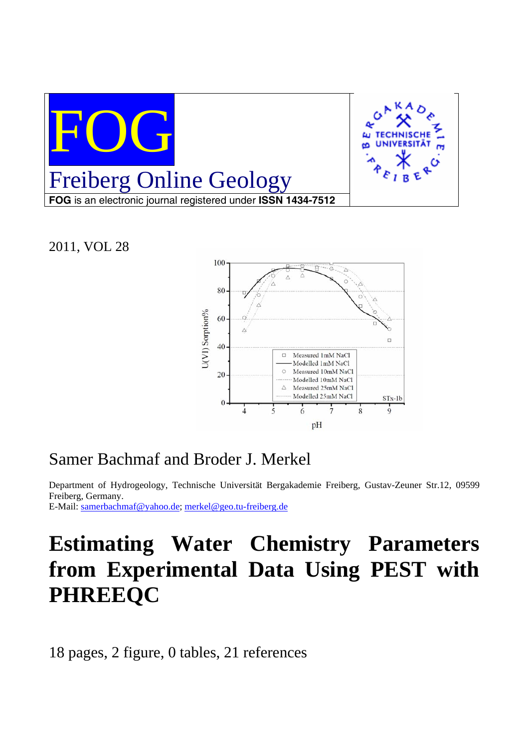FOG

Freiberg Online Geology

**FOG** is an electronic journal registered under **ISSN 1434-7512**

2011, VOL 28

Samer Bachmaf and Broder J. Merkel

Department of Hydrogeology, Technische Universität Bergakademie Freiberg, Gustav-Zeuner Str.12, 09599 Freiberg, Germany.
E-Mail: samerbachmaf@yahoo.de; merkel@geo.tu-freiberg.de

# Estimating Water Chemistry Parameters from Experimental Data Using PEST with PHREEQC

18 pages, 2 figure, 0 tables, 21 references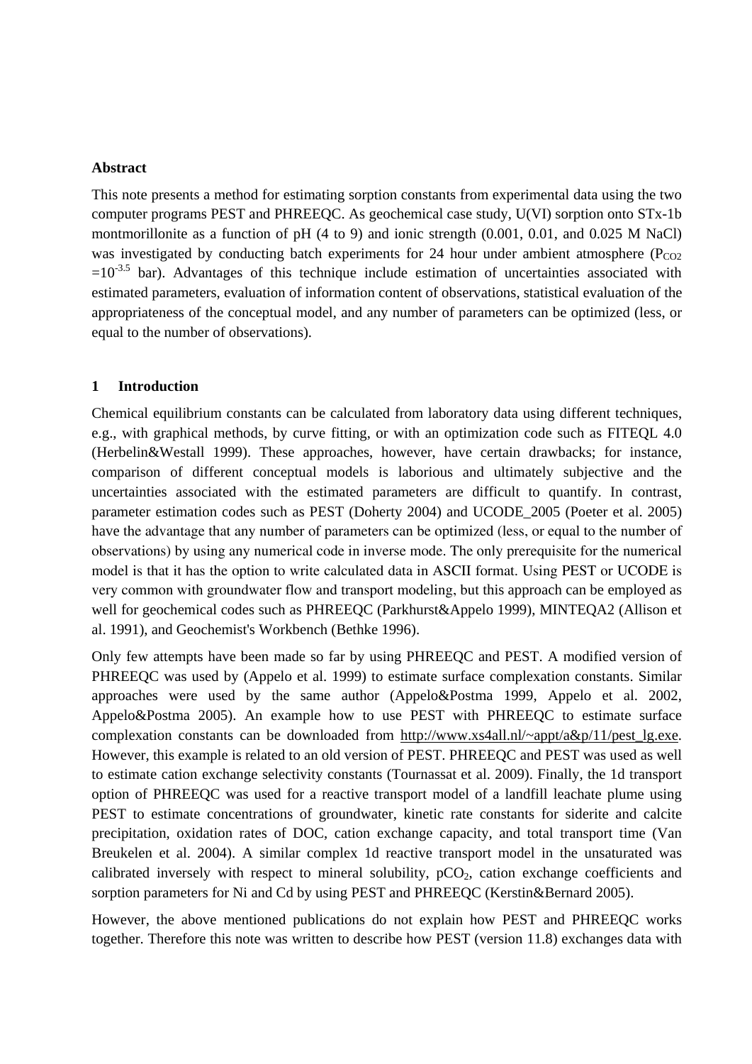## Abstract

This note presents a method for estimating sorption constants from experimental data using the two computer programs PEST and PHREEQC. As geochemical case study, U(VI) sorption onto STx-1b montmorillonite as a function of pH (4 to 9) and ionic strength (0.001, 0.01, and 0.025 M NaCl) was investigated by conducting batch experiments for 24 hour under ambient atmosphere ($P_{CO2} = 10^{-3.5}$ bar). Advantages of this technique include estimation of uncertainties associated with estimated parameters, evaluation of information content of observations, statistical evaluation of the appropriateness of the conceptual model, and any number of parameters can be optimized (less, or equal to the number of observations).

## 1 Introduction

Chemical equilibrium constants can be calculated from laboratory data using different techniques, e.g., with graphical methods, by curve fitting, or with an optimization code such as FITEQL 4.0 (Herbelin&Westall 1999). These approaches, however, have certain drawbacks; for instance, comparison of different conceptual models is laborious and ultimately subjective and the uncertainties associated with the estimated parameters are difficult to quantify. In contrast, parameter estimation codes such as PEST (Doherty 2004) and UCODE_2005 (Poeter et al. 2005) have the advantage that any number of parameters can be optimized (less, or equal to the number of observations) by using any numerical code in inverse mode. The only prerequisite for the numerical model is that it has the option to write calculated data in ASCII format. Using PEST or UCODE is very common with groundwater flow and transport modeling, but this approach can be employed as well for geochemical codes such as PHREEQC (Parkhurst&Appelo 1999), MINTEQA2 (Allison et al. 1991), and Geochemist's Workbench (Bethke 1996).

Only few attempts have been made so far by using PHREEQC and PEST. A modified version of PHREEQC was used by (Appelo et al. 1999) to estimate surface complexation constants. Similar approaches were used by the same author (Appelo&Postma 1999, Appelo et al. 2002, Appelo&Postma 2005). An example how to use PEST with PHREEQC to estimate surface complexation constants can be downloaded from http://www.xs4all.nl/~appt/a&p/11/pest_lg.exe. However, this example is related to an old version of PEST. PHREEQC and PEST was used as well to estimate cation exchange selectivity constants (Tournassat et al. 2009). Finally, the 1d transport option of PHREEQC was used for a reactive transport model of a landfill leachate plume using PEST to estimate concentrations of groundwater, kinetic rate constants for siderite and calcite precipitation, oxidation rates of DOC, cation exchange capacity, and total transport time (Van Breukelen et al. 2004). A similar complex 1d reactive transport model in the unsaturated was calibrated inversely with respect to mineral solubility, $pCO_2$, cation exchange coefficients and sorption parameters for Ni and Cd by using PEST and PHREEQC (Kerstin&Bernard 2005).

However, the above mentioned publications do not explain how PEST and PHREEQC works together. Therefore this note was written to describe how PEST (version 11.8) exchanges data with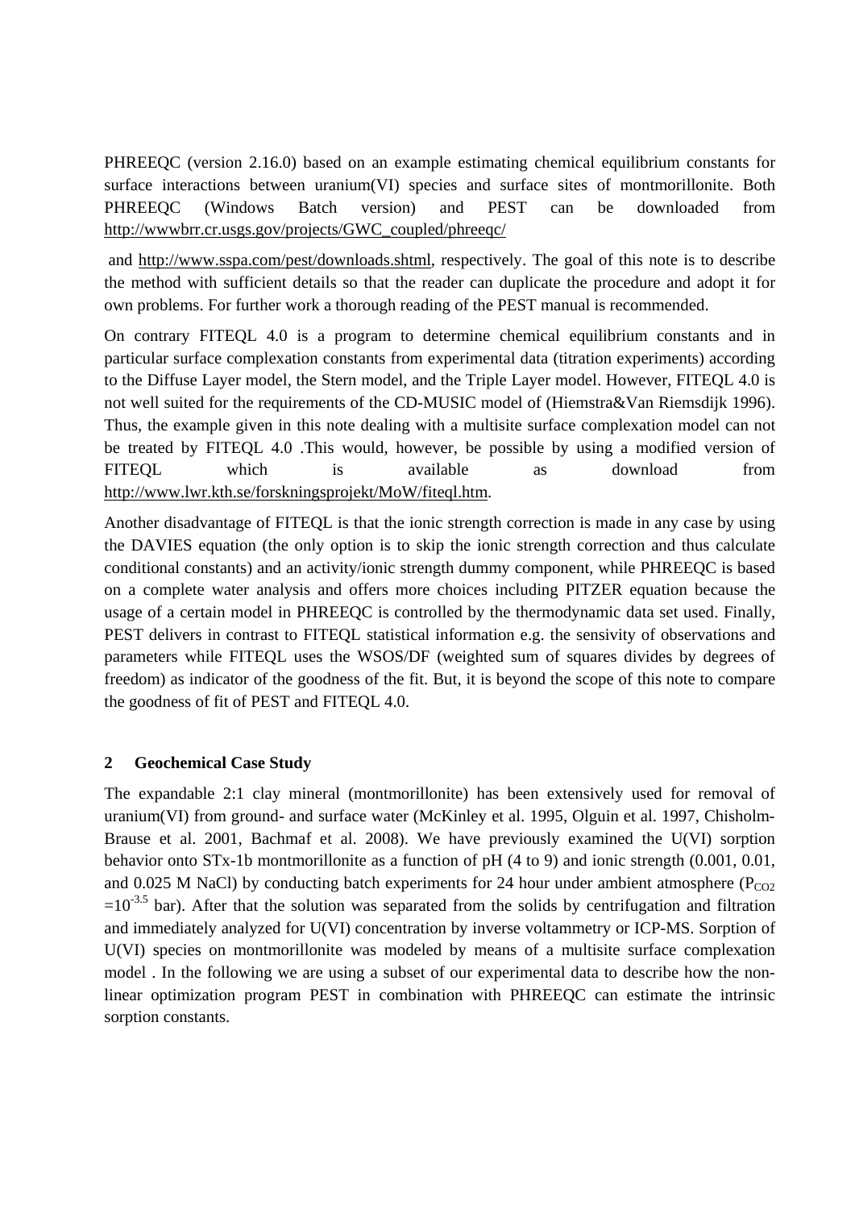PHREEQC (version 2.16.0) based on an example estimating chemical equilibrium constants for surface interactions between uranium(VI) species and surface sites of montmorillonite. Both PHREEQC (Windows Batch version) and PEST can be downloaded from http://wwwbrr.cr.usgs.gov/projects/GWC_coupled/phreeqc/

and http://www.sspa.com/pest/downloads.shtml, respectively. The goal of this note is to describe the method with sufficient details so that the reader can duplicate the procedure and adopt it for own problems. For further work a thorough reading of the PEST manual is recommended.

On contrary FITEQL 4.0 is a program to determine chemical equilibrium constants and in particular surface complexation constants from experimental data (titration experiments) according to the Diffuse Layer model, the Stern model, and the Triple Layer model. However, FITEQL 4.0 is not well suited for the requirements of the CD-MUSIC model of (Hiemstra&Van Riemsdijk 1996). Thus, the example given in this note dealing with a multisite surface complexation model can not be treated by FITEQL 4.0 .This would, however, be possible by using a modified version of FITEQL which is available as download from http://www.lwr.kth.se/forskningsprojekt/MoW/fiteql.htm.

Another disadvantage of FITEQL is that the ionic strength correction is made in any case by using the DAVIES equation (the only option is to skip the ionic strength correction and thus calculate conditional constants) and an activity/ionic strength dummy component, while PHREEQC is based on a complete water analysis and offers more choices including PITZER equation because the usage of a certain model in PHREEQC is controlled by the thermodynamic data set used. Finally, PEST delivers in contrast to FITEQL statistical information e.g. the sensivity of observations and parameters while FITEQL uses the WSOS/DF (weighted sum of squares divides by degrees of freedom) as indicator of the goodness of the fit. But, it is beyond the scope of this note to compare the goodness of fit of PEST and FITEQL 4.0.

## 2 Geochemical Case Study

The expandable 2:1 clay mineral (montmorillonite) has been extensively used for removal of uranium(VI) from ground- and surface water (McKinley et al. 1995, Olguin et al. 1997, Chisholm-Brause et al. 2001, Bachmaf et al. 2008). We have previously examined the U(VI) sorption behavior onto STx-1b montmorillonite as a function of pH (4 to 9) and ionic strength (0.001, 0.01, and 0.025 M NaCl) by conducting batch experiments for 24 hour under ambient atmosphere ($P_{CO2} = 10^{-3.5}$ bar). After that the solution was separated from the solids by centrifugation and filtration and immediately analyzed for U(VI) concentration by inverse voltammetry or ICP-MS. Sorption of U(VI) species on montmorillonite was modeled by means of a multisite surface complexation model . In the following we are using a subset of our experimental data to describe how the non-linear optimization program PEST in combination with PHREEQC can estimate the intrinsic sorption constants.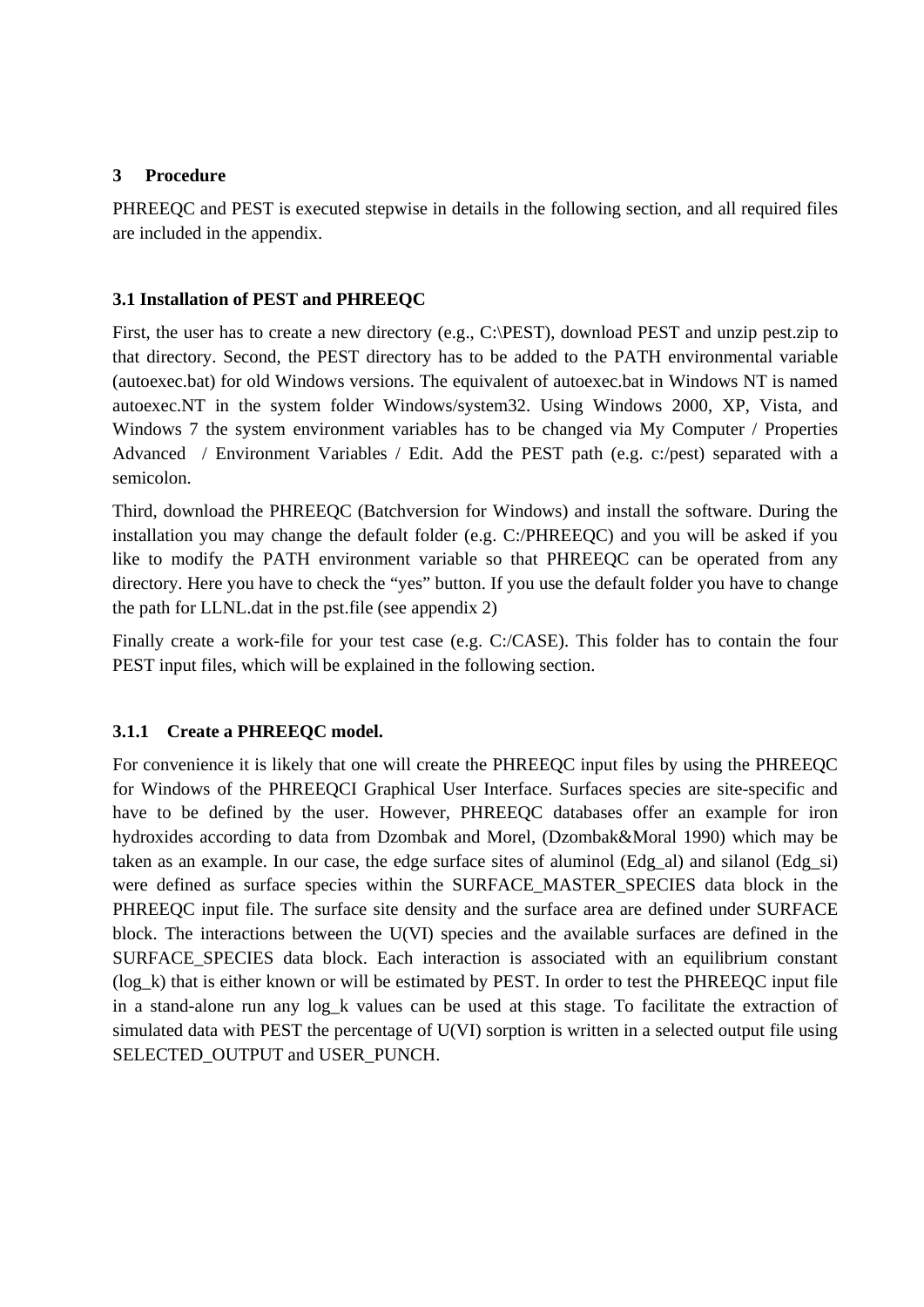# 3 Procedure

PHREEQC and PEST is executed stepwise in details in the following section, and all required files are included in the appendix.

## 3.1 Installation of PEST and PHREEQC

First, the user has to create a new directory (e.g., C:\PEST), download PEST and unzip pest.zip to that directory. Second, the PEST directory has to be added to the PATH environmental variable (autoexec.bat) for old Windows versions. The equivalent of autoexec.bat in Windows NT is named autoexec.NT in the system folder Windows/system32. Using Windows 2000, XP, Vista, and Windows 7 the system environment variables has to be changed via My Computer / Properties Advanced / Environment Variables / Edit. Add the PEST path (e.g. c:/pest) separated with a semicolon.

Third, download the PHREEQC (Batchversion for Windows) and install the software. During the installation you may change the default folder (e.g. C:/PHREEQC) and you will be asked if you like to modify the PATH environment variable so that PHREEQC can be operated from any directory. Here you have to check the “yes” button. If you use the default folder you have to change the path for LLNL.dat in the pst.file (see appendix 2)

Finally create a work-file for your test case (e.g. C:/CASE). This folder has to contain the four PEST input files, which will be explained in the following section.

### 3.1.1 Create a PHREEQC model.

For convenience it is likely that one will create the PHREEQC input files by using the PHREEQC for Windows of the PHREEQCI Graphical User Interface. Surfaces species are site-specific and have to be defined by the user. However, PHREEQC databases offer an example for iron hydroxides according to data from Dzombak and Morel, (Dzombak&Moral 1990) which may be taken as an example. In our case, the edge surface sites of aluminol (Edg_al) and silanol (Edg_si) were defined as surface species within the SURFACE_MASTER_SPECIES data block in the PHREEQC input file. The surface site density and the surface area are defined under SURFACE block. The interactions between the U(VI) species and the available surfaces are defined in the SURFACE_SPECIES data block. Each interaction is associated with an equilibrium constant (log_k) that is either known or will be estimated by PEST. In order to test the PHREEQC input file in a stand-alone run any log_k values can be used at this stage. To facilitate the extraction of simulated data with PEST the percentage of U(VI) sorption is written in a selected output file using SELECTED_OUTPUT and USER_PUNCH.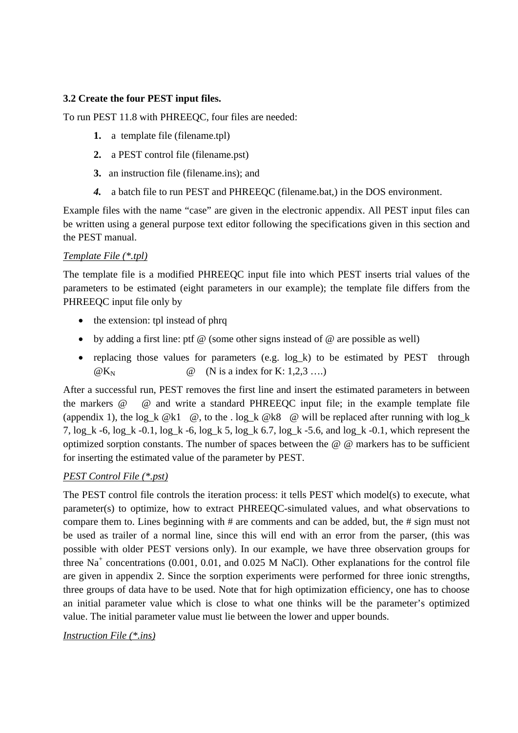**3.2 Create the four PEST input files.**

To run PEST 11.8 with PHREEQC, four files are needed:

1. a template file (filename.tpl)
2. a PEST control file (filename.pst)
3. an instruction file (filename.ins); and
4. a batch file to run PEST and PHREEQC (filename.bat,) in the DOS environment.

Example files with the name "case" are given in the electronic appendix. All PEST input files can be written using a general purpose text editor following the specifications given in this section and the PEST manual.

<u>*Template File (*.tpl)*</u>

The template file is a modified PHREEQC input file into which PEST inserts trial values of the parameters to be estimated (eight parameters in our example); the template file differs from the PHREEQC input file only by

- the extension: tpl instead of phrq
- by adding a first line: ptf @ (some other signs instead of @ are possible as well)
- replacing those values for parameters (e.g. log_k) to be estimated by PEST through @$K_N$ @ (N is a index for K: 1,2,3 ….)

After a successful run, PEST removes the first line and insert the estimated parameters in between the markers @ @ and write a standard PHREEQC input file; in the example template file (appendix 1), the log_k @k1 @, to the . log_k @k8 @ will be replaced after running with log_k 7, log_k -6, log_k -0.1, log_k -6, log_k 5, log_k 6.7, log_k -5.6, and log_k -0.1, which represent the optimized sorption constants. The number of spaces between the @ @ markers has to be sufficient for inserting the estimated value of the parameter by PEST.

<u>*PEST Control File (*.pst)*</u>

The PEST control file controls the iteration process: it tells PEST which model(s) to execute, what parameter(s) to optimize, how to extract PHREEQC-simulated values, and what observations to compare them to. Lines beginning with # are comments and can be added, but, the # sign must not be used as trailer of a normal line, since this will end with an error from the parser, (this was possible with older PEST versions only). In our example, we have three observation groups for three $Na^+$ concentrations (0.001, 0.01, and 0.025 M NaCl). Other explanations for the control file are given in appendix 2. Since the sorption experiments were performed for three ionic strengths, three groups of data have to be used. Note that for high optimization efficiency, one has to choose an initial parameter value which is close to what one thinks will be the parameter's optimized value. The initial parameter value must lie between the lower and upper bounds.

<u>*Instruction File (*.ins)*</u>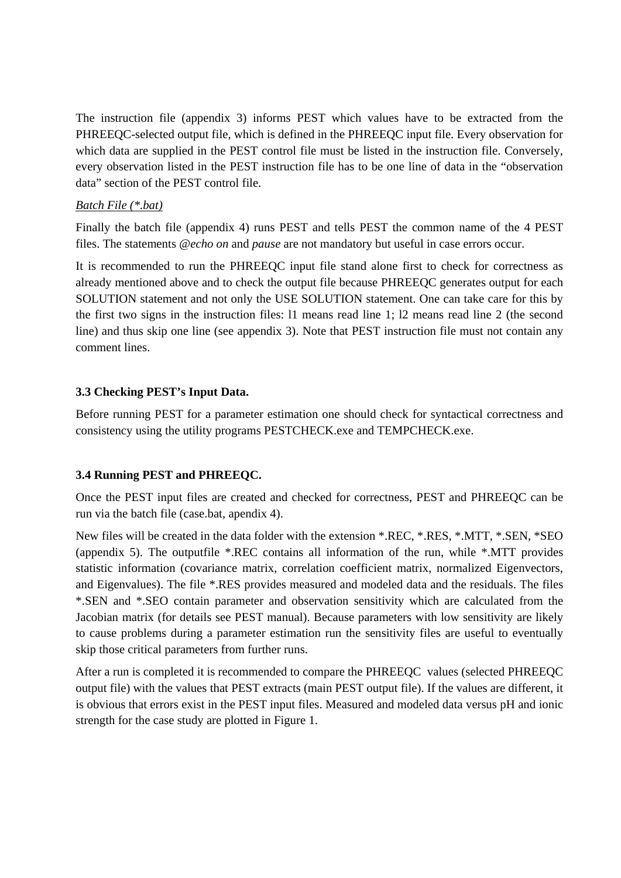The instruction file (appendix 3) informs PEST which values have to be extracted from the PHREEQC-selected output file, which is defined in the PHREEQC input file. Every observation for which data are supplied in the PEST control file must be listed in the instruction file. Conversely, every observation listed in the PEST instruction file has to be one line of data in the "observation data" section of the PEST control file.

*Batch File (*.bat)*

Finally the batch file (appendix 4) runs PEST and tells PEST the common name of the 4 PEST files. The statements *@echo on* and *pause* are not mandatory but useful in case errors occur.

It is recommended to run the PHREEQC input file stand alone first to check for correctness as already mentioned above and to check the output file because PHREEQC generates output for each SOLUTION statement and not only the USE SOLUTION statement. One can take care for this by the first two signs in the instruction files: l1 means read line 1; l2 means read line 2 (the second line) and thus skip one line (see appendix 3). Note that PEST instruction file must not contain any comment lines.

### 3.3 Checking PEST's Input Data.

Before running PEST for a parameter estimation one should check for syntactical correctness and consistency using the utility programs PESTCHECK.exe and TEMPCHECK.exe.

### 3.4 Running PEST and PHREEQC.

Once the PEST input files are created and checked for correctness, PEST and PHREEQC can be run via the batch file (case.bat, apendix 4).

New files will be created in the data folder with the extension *.REC, *.RES, *.MTT, *.SEN, *SEO (appendix 5). The outputfile *.REC contains all information of the run, while *.MTT provides statistic information (covariance matrix, correlation coefficient matrix, normalized Eigenvectors, and Eigenvalues). The file *.RES provides measured and modeled data and the residuals. The files *.SEN and *.SEO contain parameter and observation sensitivity which are calculated from the Jacobian matrix (for details see PEST manual). Because parameters with low sensitivity are likely to cause problems during a parameter estimation run the sensitivity files are useful to eventually skip those critical parameters from further runs.

After a run is completed it is recommended to compare the PHREEQC values (selected PHREEQC output file) with the values that PEST extracts (main PEST output file). If the values are different, it is obvious that errors exist in the PEST input files. Measured and modeled data versus pH and ionic strength for the case study are plotted in Figure 1.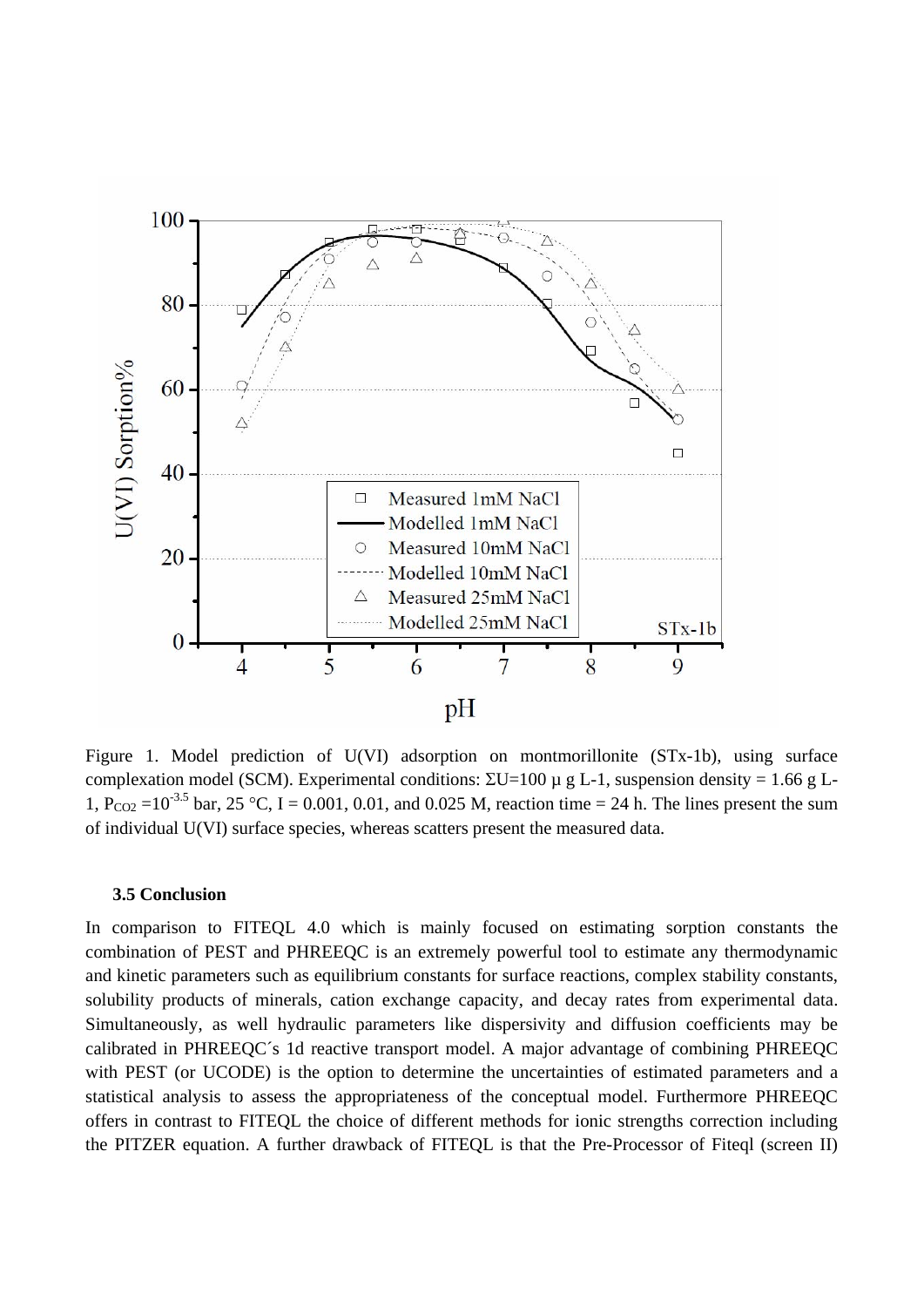Figure 1. Model prediction of U(VI) adsorption on montmorillonite (STx-1b), using surface complexation model (SCM). Experimental conditions: ΣU=100 µ g L-1, suspension density = 1.66 g L-1, $P_{CO2}$ =$10^{-3.5}$ bar, 25 °C, I = 0.001, 0.01, and 0.025 M, reaction time = 24 h. The lines present the sum of individual U(VI) surface species, whereas scatters present the measured data.

### 3.5 Conclusion

In comparison to FITEQL 4.0 which is mainly focused on estimating sorption constants the combination of PEST and PHREEQC is an extremely powerful tool to estimate any thermodynamic and kinetic parameters such as equilibrium constants for surface reactions, complex stability constants, solubility products of minerals, cation exchange capacity, and decay rates from experimental data. Simultaneously, as well hydraulic parameters like dispersivity and diffusion coefficients may be calibrated in PHREEQC´s 1d reactive transport model. A major advantage of combining PHREEQC with PEST (or UCODE) is the option to determine the uncertainties of estimated parameters and a statistical analysis to assess the appropriateness of the conceptual model. Furthermore PHREEQC offers in contrast to FITEQL the choice of different methods for ionic strengths correction including the PITZER equation. A further drawback of FITEQL is that the Pre-Processor of Fiteql (screen II)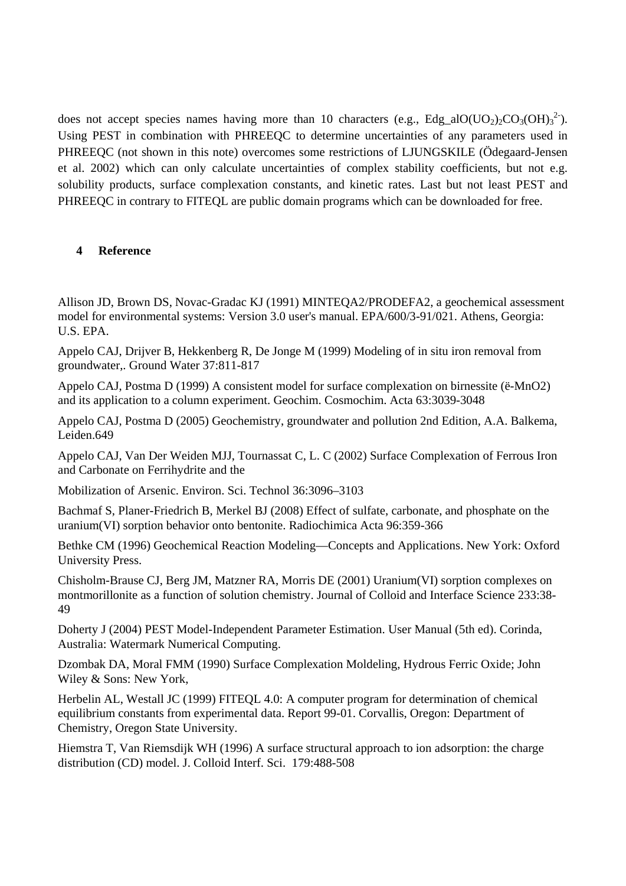does not accept species names having more than 10 characters (e.g., Edg_alO$(UO_2)_2CO_3(OH)_3^{2-}$). Using PEST in combination with PHREEQC to determine uncertainties of any parameters used in PHREEQC (not shown in this note) overcomes some restrictions of LJUNGSKILE (Ödegaard-Jensen et al. 2002) which can only calculate uncertainties of complex stability coefficients, but not e.g. solubility products, surface complexation constants, and kinetic rates. Last but not least PEST and PHREEQC in contrary to FITEQL are public domain programs which can be downloaded for free.

## 4 Reference

Allison JD, Brown DS, Novac-Gradac KJ (1991) MINTEQA2/PRODEFA2, a geochemical assessment model for environmental systems: Version 3.0 user's manual. EPA/600/3-91/021. Athens, Georgia: U.S. EPA.

Appelo CAJ, Drijver B, Hekkenberg R, De Jonge M (1999) Modeling of in situ iron removal from groundwater,. Ground Water 37:811-817

Appelo CAJ, Postma D (1999) A consistent model for surface complexation on birnessite (ë-MnO2) and its application to a column experiment. Geochim. Cosmochim. Acta 63:3039-3048

Appelo CAJ, Postma D (2005) Geochemistry, groundwater and pollution 2nd Edition, A.A. Balkema, Leiden.649

Appelo CAJ, Van Der Weiden MJJ, Tournassat C, L. C (2002) Surface Complexation of Ferrous Iron and Carbonate on Ferrihydrite and the

Mobilization of Arsenic. Environ. Sci. Technol 36:3096–3103

Bachmaf S, Planer-Friedrich B, Merkel BJ (2008) Effect of sulfate, carbonate, and phosphate on the uranium(VI) sorption behavior onto bentonite. Radiochimica Acta 96:359-366

Bethke CM (1996) Geochemical Reaction Modeling—Concepts and Applications. New York: Oxford University Press.

Chisholm-Brause CJ, Berg JM, Matzner RA, Morris DE (2001) Uranium(VI) sorption complexes on montmorillonite as a function of solution chemistry. Journal of Colloid and Interface Science 233:38-49

Doherty J (2004) PEST Model-Independent Parameter Estimation. User Manual (5th ed). Corinda, Australia: Watermark Numerical Computing.

Dzombak DA, Moral FMM (1990) Surface Complexation Moldeling, Hydrous Ferric Oxide; John Wiley & Sons: New York,

Herbelin AL, Westall JC (1999) FITEQL 4.0: A computer program for determination of chemical equilibrium constants from experimental data. Report 99-01. Corvallis, Oregon: Department of Chemistry, Oregon State University.

Hiemstra T, Van Riemsdijk WH (1996) A surface structural approach to ion adsorption: the charge distribution (CD) model. J. Colloid Interf. Sci. 179:488-508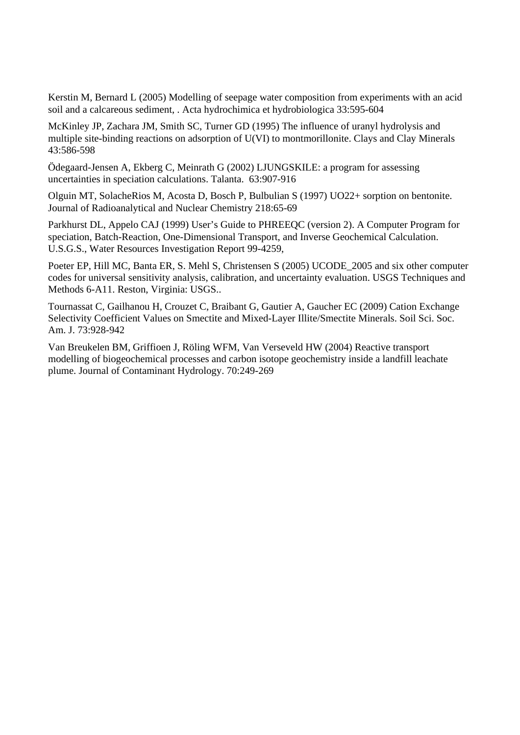Kerstin M, Bernard L (2005) Modelling of seepage water composition from experiments with an acid soil and a calcareous sediment, . Acta hydrochimica et hydrobiologica 33:595-604

McKinley JP, Zachara JM, Smith SC, Turner GD (1995) The influence of uranyl hydrolysis and multiple site-binding reactions on adsorption of U(VI) to montmorillonite. Clays and Clay Minerals 43:586-598

Ödegaard-Jensen A, Ekberg C, Meinrath G (2002) LJUNGSKILE: a program for assessing uncertainties in speciation calculations. Talanta. 63:907-916

Olguin MT, SolacheRios M, Acosta D, Bosch P, Bulbulian S (1997) UO22+ sorption on bentonite. Journal of Radioanalytical and Nuclear Chemistry 218:65-69

Parkhurst DL, Appelo CAJ (1999) User's Guide to PHREEQC (version 2). A Computer Program for speciation, Batch-Reaction, One-Dimensional Transport, and Inverse Geochemical Calculation. U.S.G.S., Water Resources Investigation Report 99-4259,

Poeter EP, Hill MC, Banta ER, S. Mehl S, Christensen S (2005) UCODE_2005 and six other computer codes for universal sensitivity analysis, calibration, and uncertainty evaluation. USGS Techniques and Methods 6-A11. Reston, Virginia: USGS..

Tournassat C, Gailhanou H, Crouzet C, Braibant G, Gautier A, Gaucher EC (2009) Cation Exchange Selectivity Coefficient Values on Smectite and Mixed-Layer Illite/Smectite Minerals. Soil Sci. Soc. Am. J. 73:928-942

Van Breukelen BM, Griffioen J, Röling WFM, Van Verseveld HW (2004) Reactive transport modelling of biogeochemical processes and carbon isotope geochemistry inside a landfill leachate plume. Journal of Contaminant Hydrology. 70:249-269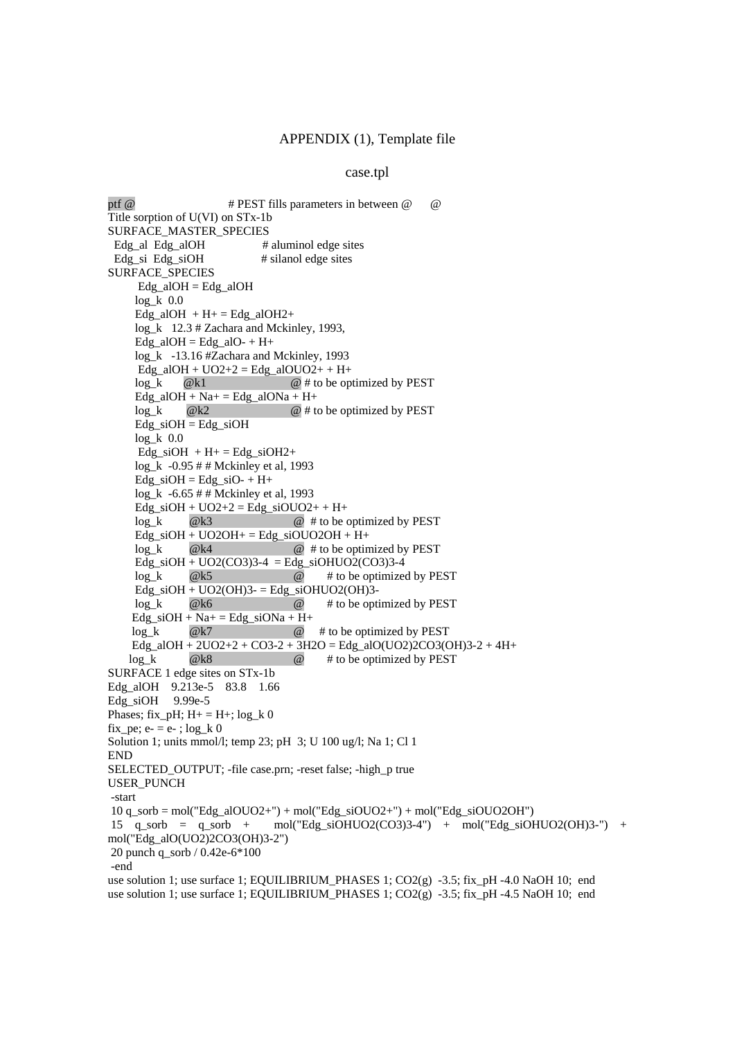# APPENDIX (1), Template file

## case.tpl

```
ptf @                    # PEST fills parameters in between @      @
Title sorption of U(VI) on STx-1b
SURFACE_MASTER_SPECIES
  Edg_al  Edg_alOH               # aluminol edge sites
  Edg_si  Edg_siOH               # silanol edge sites
SURFACE_SPECIES
        Edg_alOH = Edg_alOH
       log_k  0.0
       Edg_alOH  + H+ = Edg_alOH2+
       log_k   12.3 # Zachara and Mckinley, 1993,
       Edg_alOH = Edg_alO- + H+
       log_k   -13.16 #Zachara and Mckinley, 1993
        Edg_alOH + UO2+2 = Edg_alOUO2+ + H+
       log_k      @k1                    @ # to be optimized by PEST
       Edg_alOH + Na+ = Edg_alONa + H+
       log_k      @k2                    @ # to be optimized by PEST
       Edg_siOH = Edg_siOH
       log_k  0.0
        Edg_siOH  + H+ = Edg_siOH2+
       log_k  -0.95 # # Mckinley et al, 1993
       Edg_siOH = Edg_siO- + H+
       log_k  -6.65 # # Mckinley et al, 1993
       Edg_siOH + UO2+2 = Edg_siOUO2+ + H+
       log_k       @k3                    @  # to be optimized by PEST
       Edg_siOH + UO2OH+ = Edg_siOUO2OH + H+
       log_k       @k4                    @  # to be optimized by PEST
       Edg_siOH + UO2(CO3)3-4  = Edg_siOHUO2(CO3)3-4
       log_k       @k5                    @       # to be optimized by PEST
       Edg_siOH + UO2(OH)3- = Edg_siOHUO2(OH)3-
       log_k       @k6                    @       # to be optimized by PEST
      Edg_siOH + Na+ = Edg_siONa + H+
      log_k        @k7                    @     # to be optimized by PEST
      Edg_alOH + 2UO2+2 + CO3-2 + 3H2O = Edg_alO(UO2)2CO3(OH)3-2 + 4H+
     log_k         @k8                    @       # to be optimized by PEST
SURFACE 1 edge sites on STx-1b
Edg_alOH    9.213e-5    83.8    1.66
Edg_siOH     9.99e-5
Phases; fix_pH; H+ = H+; log_k 0
fix_pe; e- = e- ; log_k 0
Solution 1; units mmol/l; temp 23; pH  3; U 100 ug/l; Na 1; Cl 1
END
SELECTED_OUTPUT; -file case.prn; -reset false; -high_p true
USER_PUNCH
 -start
 10 q_sorb = mol("Edg_alOUO2+") + mol("Edg_siOUO2+") + mol("Edg_siOUO2OH")
 15   q_sorb   =   q_sorb   +       mol("Edg_siOHUO2(CO3)3-4")    +   mol("Edg_siOHUO2(OH)3-")    +
mol("Edg_alO(UO2)2CO3(OH)3-2")
 20 punch q_sorb / 0.42e-6*100
 -end
use solution 1; use surface 1; EQUILIBRIUM_PHASES 1; CO2(g)  -3.5; fix_pH -4.0 NaOH 10;  end
use solution 1; use surface 1; EQUILIBRIUM_PHASES 1; CO2(g)  -3.5; fix_pH -4.5 NaOH 10;  end
```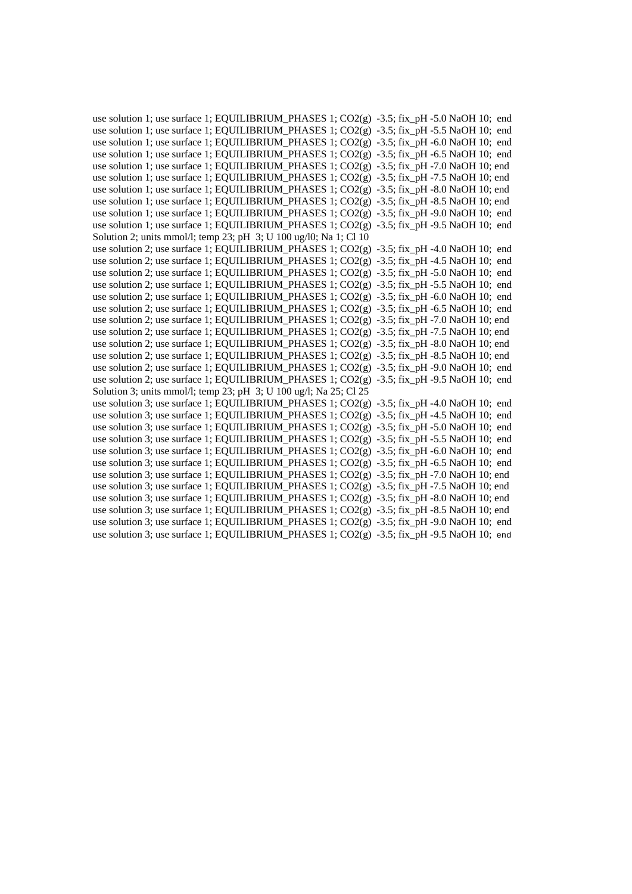```
use solution 1; use surface 1; EQUILIBRIUM_PHASES 1; CO2(g)  -3.5; fix_pH -5.0 NaOH 10;  end
use solution 1; use surface 1; EQUILIBRIUM_PHASES 1; CO2(g)  -3.5; fix_pH -5.5 NaOH 10;  end
use solution 1; use surface 1; EQUILIBRIUM_PHASES 1; CO2(g)  -3.5; fix_pH -6.0 NaOH 10;  end
use solution 1; use surface 1; EQUILIBRIUM_PHASES 1; CO2(g)  -3.5; fix_pH -6.5 NaOH 10;  end
use solution 1; use surface 1; EQUILIBRIUM_PHASES 1; CO2(g)  -3.5; fix_pH -7.0 NaOH 10; end
use solution 1; use surface 1; EQUILIBRIUM_PHASES 1; CO2(g)  -3.5; fix_pH -7.5 NaOH 10; end
use solution 1; use surface 1; EQUILIBRIUM_PHASES 1; CO2(g)  -3.5; fix_pH -8.0 NaOH 10; end
use solution 1; use surface 1; EQUILIBRIUM_PHASES 1; CO2(g)  -3.5; fix_pH -8.5 NaOH 10; end
use solution 1; use surface 1; EQUILIBRIUM_PHASES 1; CO2(g)  -3.5; fix_pH -9.0 NaOH 10;  end
use solution 1; use surface 1; EQUILIBRIUM_PHASES 1; CO2(g)  -3.5; fix_pH -9.5 NaOH 10;  end
Solution 2; units mmol/l; temp 23; pH  3; U 100 ug/l0; Na 1; Cl 10
use solution 2; use surface 1; EQUILIBRIUM_PHASES 1; CO2(g)  -3.5; fix_pH -4.0 NaOH 10;  end
use solution 2; use surface 1; EQUILIBRIUM_PHASES 1; CO2(g)  -3.5; fix_pH -4.5 NaOH 10;  end
use solution 2; use surface 1; EQUILIBRIUM_PHASES 1; CO2(g)  -3.5; fix_pH -5.0 NaOH 10;  end
use solution 2; use surface 1; EQUILIBRIUM_PHASES 1; CO2(g)  -3.5; fix_pH -5.5 NaOH 10;  end
use solution 2; use surface 1; EQUILIBRIUM_PHASES 1; CO2(g)  -3.5; fix_pH -6.0 NaOH 10;  end
use solution 2; use surface 1; EQUILIBRIUM_PHASES 1; CO2(g)  -3.5; fix_pH -6.5 NaOH 10;  end
use solution 2; use surface 1; EQUILIBRIUM_PHASES 1; CO2(g)  -3.5; fix_pH -7.0 NaOH 10; end
use solution 2; use surface 1; EQUILIBRIUM_PHASES 1; CO2(g)  -3.5; fix_pH -7.5 NaOH 10; end
use solution 2; use surface 1; EQUILIBRIUM_PHASES 1; CO2(g)  -3.5; fix_pH -8.0 NaOH 10; end
use solution 2; use surface 1; EQUILIBRIUM_PHASES 1; CO2(g)  -3.5; fix_pH -8.5 NaOH 10; end
use solution 2; use surface 1; EQUILIBRIUM_PHASES 1; CO2(g)  -3.5; fix_pH -9.0 NaOH 10;  end
use solution 2; use surface 1; EQUILIBRIUM_PHASES 1; CO2(g)  -3.5; fix_pH -9.5 NaOH 10;  end
Solution 3; units mmol/l; temp 23; pH  3; U 100 ug/l; Na 25; Cl 25
use solution 3; use surface 1; EQUILIBRIUM_PHASES 1; CO2(g)  -3.5; fix_pH -4.0 NaOH 10;  end
use solution 3; use surface 1; EQUILIBRIUM_PHASES 1; CO2(g)  -3.5; fix_pH -4.5 NaOH 10;  end
use solution 3; use surface 1; EQUILIBRIUM_PHASES 1; CO2(g)  -3.5; fix_pH -5.0 NaOH 10;  end
use solution 3; use surface 1; EQUILIBRIUM_PHASES 1; CO2(g)  -3.5; fix_pH -5.5 NaOH 10;  end
use solution 3; use surface 1; EQUILIBRIUM_PHASES 1; CO2(g)  -3.5; fix_pH -6.0 NaOH 10;  end
use solution 3; use surface 1; EQUILIBRIUM_PHASES 1; CO2(g)  -3.5; fix_pH -6.5 NaOH 10;  end
use solution 3; use surface 1; EQUILIBRIUM_PHASES 1; CO2(g)  -3.5; fix_pH -7.0 NaOH 10; end
use solution 3; use surface 1; EQUILIBRIUM_PHASES 1; CO2(g)  -3.5; fix_pH -7.5 NaOH 10; end
use solution 3; use surface 1; EQUILIBRIUM_PHASES 1; CO2(g)  -3.5; fix_pH -8.0 NaOH 10; end
use solution 3; use surface 1; EQUILIBRIUM_PHASES 1; CO2(g)  -3.5; fix_pH -8.5 NaOH 10; end
use solution 3; use surface 1; EQUILIBRIUM_PHASES 1; CO2(g)  -3.5; fix_pH -9.0 NaOH 10;  end
use solution 3; use surface 1; EQUILIBRIUM_PHASES 1; CO2(g)  -3.5; fix_pH -9.5 NaOH 10;  end
```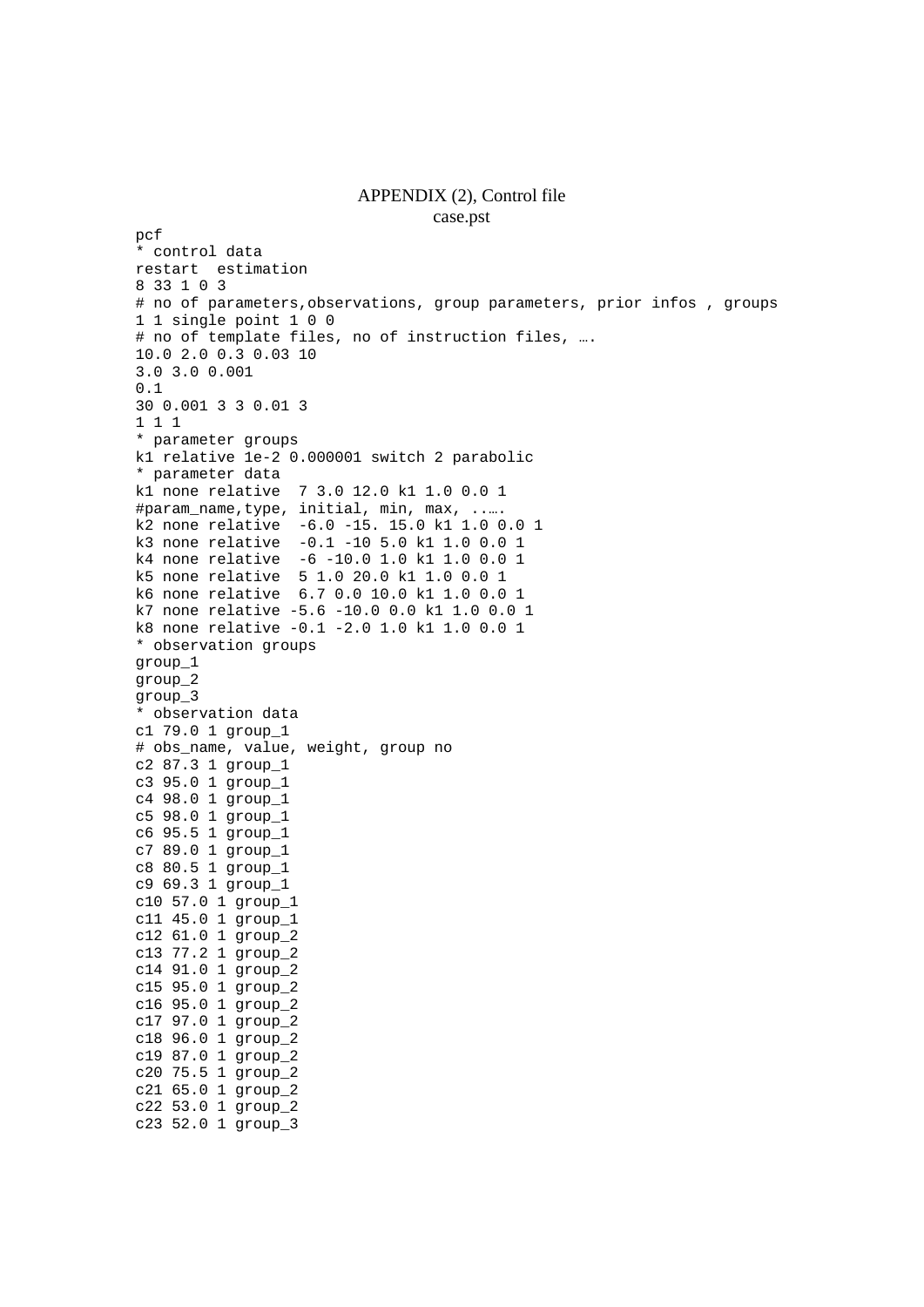APPENDIX (2), Control file

case.pst

```
pcf
* control data
restart  estimation
8 33 1 0 3
# no of parameters,observations, group parameters, prior infos , groups
1 1 single point 1 0 0
# no of template files, no of instruction files, ….
10.0 2.0 0.3 0.03 10
3.0 3.0 0.001
0.1
30 0.001 3 3 0.01 3
1 1 1
* parameter groups
k1 relative 1e-2 0.000001 switch 2 parabolic
* parameter data
k1 none relative  7 3.0 12.0 k1 1.0 0.0 1
#param_name,type, initial, min, max, ..….
k2 none relative  -6.0 -15. 15.0 k1 1.0 0.0 1
k3 none relative  -0.1 -10 5.0 k1 1.0 0.0 1
k4 none relative  -6 -10.0 1.0 k1 1.0 0.0 1
k5 none relative  5 1.0 20.0 k1 1.0 0.0 1
k6 none relative  6.7 0.0 10.0 k1 1.0 0.0 1
k7 none relative -5.6 -10.0 0.0 k1 1.0 0.0 1
k8 none relative -0.1 -2.0 1.0 k1 1.0 0.0 1
* observation groups
group_1
group_2
group_3
* observation data
c1 79.0 1 group_1
# obs_name, value, weight, group no
c2 87.3 1 group_1
c3 95.0 1 group_1
c4 98.0 1 group_1
c5 98.0 1 group_1
c6 95.5 1 group_1
c7 89.0 1 group_1
c8 80.5 1 group_1
c9 69.3 1 group_1
c10 57.0 1 group_1
c11 45.0 1 group_1
c12 61.0 1 group_2
c13 77.2 1 group_2
c14 91.0 1 group_2
c15 95.0 1 group_2
c16 95.0 1 group_2
c17 97.0 1 group_2
c18 96.0 1 group_2
c19 87.0 1 group_2
c20 75.5 1 group_2
c21 65.0 1 group_2
c22 53.0 1 group_2
c23 52.0 1 group_3
```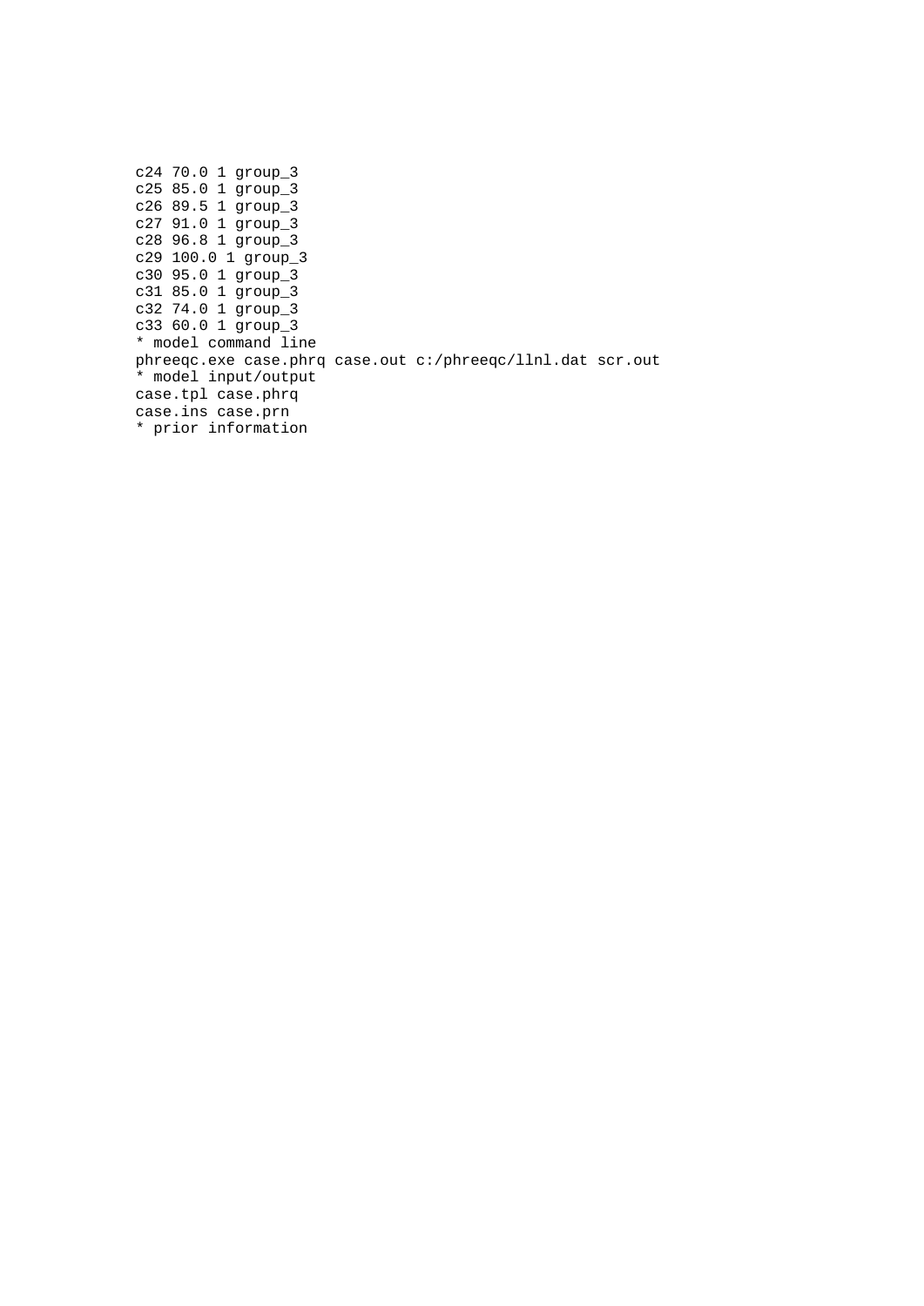```
c24 70.0 1 group_3
c25 85.0 1 group_3
c26 89.5 1 group_3
c27 91.0 1 group_3
c28 96.8 1 group_3
c29 100.0 1 group_3
c30 95.0 1 group_3
c31 85.0 1 group_3
c32 74.0 1 group_3
c33 60.0 1 group_3
* model command line
phreeqc.exe case.phrq case.out c:/phreeqc/llnl.dat scr.out
* model input/output
case.tpl case.phrq
case.ins case.prn
* prior information
```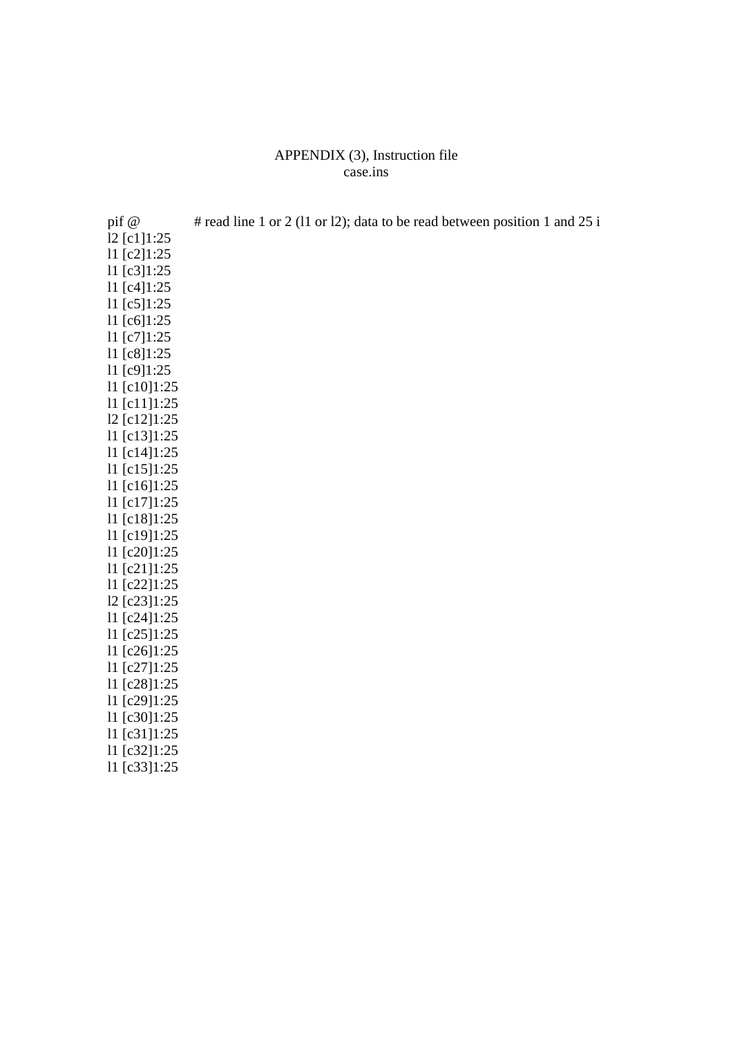APPENDIX (3), Instruction file

case.ins

```
pif @           # read line 1 or 2 (l1 or l2); data to be read between position 1 and 25 i
l2 [c1]1:25
l1 [c2]1:25
l1 [c3]1:25
l1 [c4]1:25
l1 [c5]1:25
l1 [c6]1:25
l1 [c7]1:25
l1 [c8]1:25
l1 [c9]1:25
l1 [c10]1:25
l1 [c11]1:25
l2 [c12]1:25
l1 [c13]1:25
l1 [c14]1:25
l1 [c15]1:25
l1 [c16]1:25
l1 [c17]1:25
l1 [c18]1:25
l1 [c19]1:25
l1 [c20]1:25
l1 [c21]1:25
l1 [c22]1:25
l2 [c23]1:25
l1 [c24]1:25
l1 [c25]1:25
l1 [c26]1:25
l1 [c27]1:25
l1 [c28]1:25
l1 [c29]1:25
l1 [c30]1:25
l1 [c31]1:25
l1 [c32]1:25
l1 [c33]1:25
```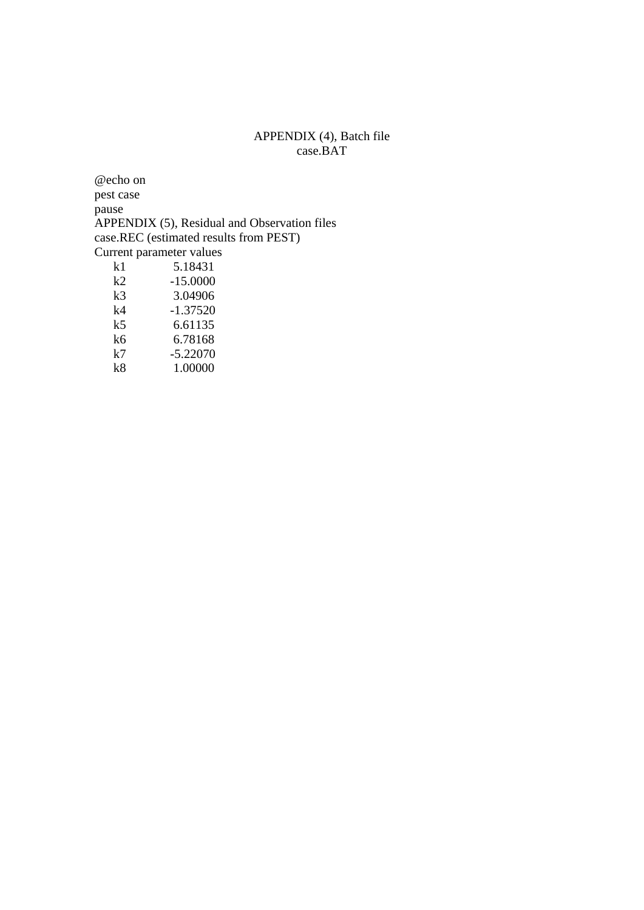APPENDIX (4), Batch file
case.BAT

```
@echo on
pest case
pause
```

APPENDIX (5), Residual and Observation files
case.REC (estimated results from PEST)

```
Current parameter values
     k1             5.18431
     k2           -15.0000
     k3             3.04906
     k4            -1.37520
     k5             6.61135
     k6             6.78168
     k7            -5.22070
     k8             1.00000
```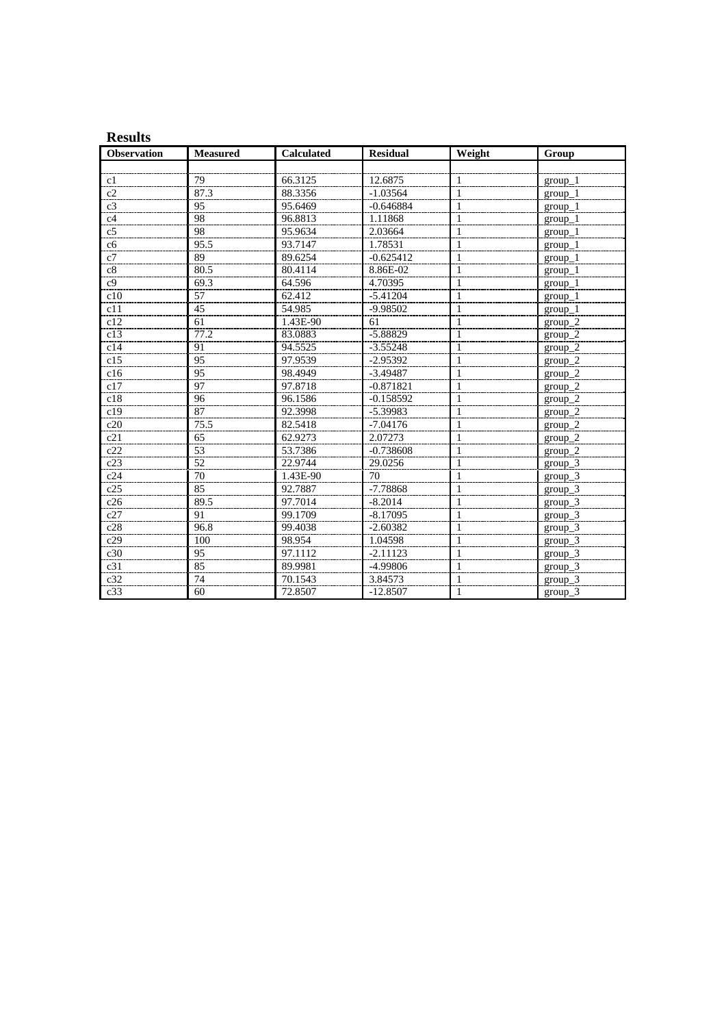**Results**

| Observation | Measured | Calculated | Residual | Weight | Group |
|---|---|---|---|---|---|
| | | | | | |
| c1 | 79 | 66.3125 | 12.6875 | 1 | group_1 |
| c2 | 87.3 | 88.3356 | -1.03564 | 1 | group_1 |
| c3 | 95 | 95.6469 | -0.646884 | 1 | group_1 |
| c4 | 98 | 96.8813 | 1.11868 | 1 | group_1 |
| c5 | 98 | 95.9634 | 2.03664 | 1 | group_1 |
| c6 | 95.5 | 93.7147 | 1.78531 | 1 | group_1 |
| c7 | 89 | 89.6254 | -0.625412 | 1 | group_1 |
| c8 | 80.5 | 80.4114 | 8.86E-02 | 1 | group_1 |
| c9 | 69.3 | 64.596 | 4.70395 | 1 | group_1 |
| c10 | 57 | 62.412 | -5.41204 | 1 | group_1 |
| c11 | 45 | 54.985 | -9.98502 | 1 | group_1 |
| c12 | 61 | 1.43E-90 | 61 | 1 | group_2 |
| c13 | 77.2 | 83.0883 | -5.88829 | 1 | group_2 |
| c14 | 91 | 94.5525 | -3.55248 | 1 | group_2 |
| c15 | 95 | 97.9539 | -2.95392 | 1 | group_2 |
| c16 | 95 | 98.4949 | -3.49487 | 1 | group_2 |
| c17 | 97 | 97.8718 | -0.871821 | 1 | group_2 |
| c18 | 96 | 96.1586 | -0.158592 | 1 | group_2 |
| c19 | 87 | 92.3998 | -5.39983 | 1 | group_2 |
| c20 | 75.5 | 82.5418 | -7.04176 | 1 | group_2 |
| c21 | 65 | 62.9273 | 2.07273 | 1 | group_2 |
| c22 | 53 | 53.7386 | -0.738608 | 1 | group_2 |
| c23 | 52 | 22.9744 | 29.0256 | 1 | group_3 |
| c24 | 70 | 1.43E-90 | 70 | 1 | group_3 |
| c25 | 85 | 92.7887 | -7.78868 | 1 | group_3 |
| c26 | 89.5 | 97.7014 | -8.2014 | 1 | group_3 |
| c27 | 91 | 99.1709 | -8.17095 | 1 | group_3 |
| c28 | 96.8 | 99.4038 | -2.60382 | 1 | group_3 |
| c29 | 100 | 98.954 | 1.04598 | 1 | group_3 |
| c30 | 95 | 97.1112 | -2.11123 | 1 | group_3 |
| c31 | 85 | 89.9981 | -4.99806 | 1 | group_3 |
| c32 | 74 | 70.1543 | 3.84573 | 1 | group_3 |
| c33 | 60 | 72.8507 | -12.8507 | 1 | group_3 |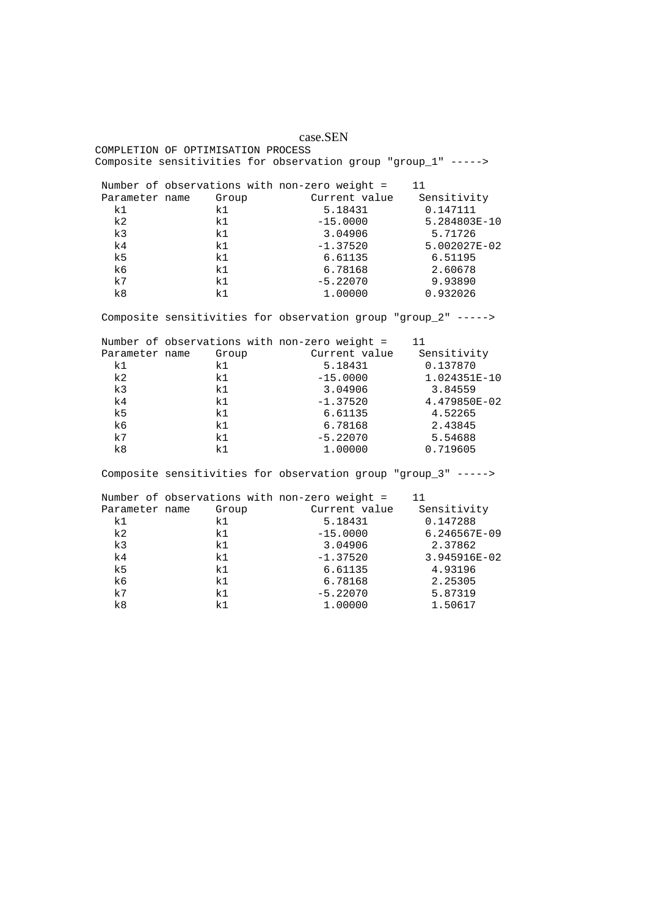case.SEN

```
COMPLETION OF OPTIMISATION PROCESS
Composite sensitivities for observation group "group_1" ----->

 Number of observations with non-zero weight =    11
 Parameter name    Group         Current value    Sensitivity
   k1              k1              5.18431         0.147111
   k2              k1             -15.0000         5.284803E-10
   k3              k1              3.04906          5.71726
   k4              k1             -1.37520         5.002027E-02
   k5              k1              6.61135          6.51195
   k6              k1              6.78168          2.60678
   k7              k1             -5.22070          9.93890
   k8              k1              1.00000         0.932026

 Composite sensitivities for observation group "group_2" ----->

 Number of observations with non-zero weight =    11
 Parameter name    Group         Current value    Sensitivity
   k1              k1              5.18431         0.137870
   k2              k1             -15.0000         1.024351E-10
   k3              k1              3.04906          3.84559
   k4              k1             -1.37520         4.479850E-02
   k5              k1              6.61135          4.52265
   k6              k1              6.78168          2.43845
   k7              k1             -5.22070          5.54688
   k8              k1              1.00000         0.719605

 Composite sensitivities for observation group "group_3" ----->

 Number of observations with non-zero weight =    11
 Parameter name    Group         Current value    Sensitivity
   k1              k1              5.18431         0.147288
   k2              k1             -15.0000         6.246567E-09
   k3              k1              3.04906          2.37862
   k4              k1             -1.37520         3.945916E-02
   k5              k1              6.61135          4.93196
   k6              k1              6.78168          2.25305
   k7              k1             -5.22070          5.87319
   k8              k1              1.00000          1.50617
```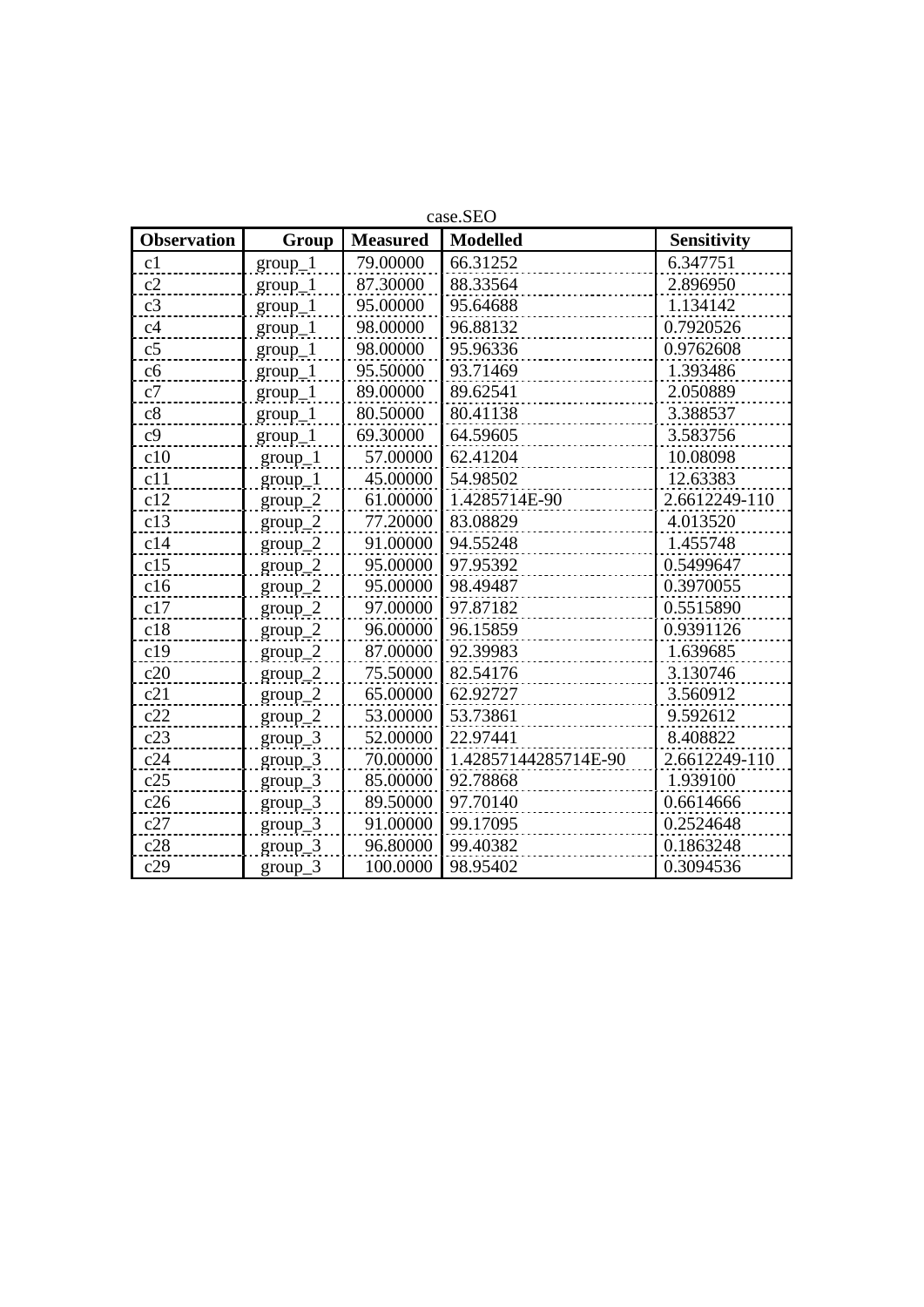case.SEO

| Observation | Group | Measured | Modelled | Sensitivity |
|---|---|---|---|---|
| c1 | group_1 | 79.00000 | 66.31252 | 6.347751 |
| c2 | group_1 | 87.30000 | 88.33564 | 2.896950 |
| c3 | group_1 | 95.00000 | 95.64688 | 1.134142 |
| c4 | group_1 | 98.00000 | 96.88132 | 0.7920526 |
| c5 | group_1 | 98.00000 | 95.96336 | 0.9762608 |
| c6 | group_1 | 95.50000 | 93.71469 | 1.393486 |
| c7 | group_1 | 89.00000 | 89.62541 | 2.050889 |
| c8 | group_1 | 80.50000 | 80.41138 | 3.388537 |
| c9 | group_1 | 69.30000 | 64.59605 | 3.583756 |
| c10 | group_1 | 57.00000 | 62.41204 | 10.08098 |
| c11 | group_1 | 45.00000 | 54.98502 | 12.63383 |
| c12 | group_2 | 61.00000 | 1.4285714E-90 | 2.6612249-110 |
| c13 | group_2 | 77.20000 | 83.08829 | 4.013520 |
| c14 | group_2 | 91.00000 | 94.55248 | 1.455748 |
| c15 | group_2 | 95.00000 | 97.95392 | 0.5499647 |
| c16 | group_2 | 95.00000 | 98.49487 | 0.3970055 |
| c17 | group_2 | 97.00000 | 97.87182 | 0.5515890 |
| c18 | group_2 | 96.00000 | 96.15859 | 0.9391126 |
| c19 | group_2 | 87.00000 | 92.39983 | 1.639685 |
| c20 | group_2 | 75.50000 | 82.54176 | 3.130746 |
| c21 | group_2 | 65.00000 | 62.92727 | 3.560912 |
| c22 | group_2 | 53.00000 | 53.73861 | 9.592612 |
| c23 | group_3 | 52.00000 | 22.97441 | 8.408822 |
| c24 | group_3 | 70.00000 | 1.42857144285714E-90 | 2.6612249-110 |
| c25 | group_3 | 85.00000 | 92.78868 | 1.939100 |
| c26 | group_3 | 89.50000 | 97.70140 | 0.6614666 |
| c27 | group_3 | 91.00000 | 99.17095 | 0.2524648 |
| c28 | group_3 | 96.80000 | 99.40382 | 0.1863248 |
| c29 | group_3 | 100.0000 | 98.95402 | 0.3094536 |